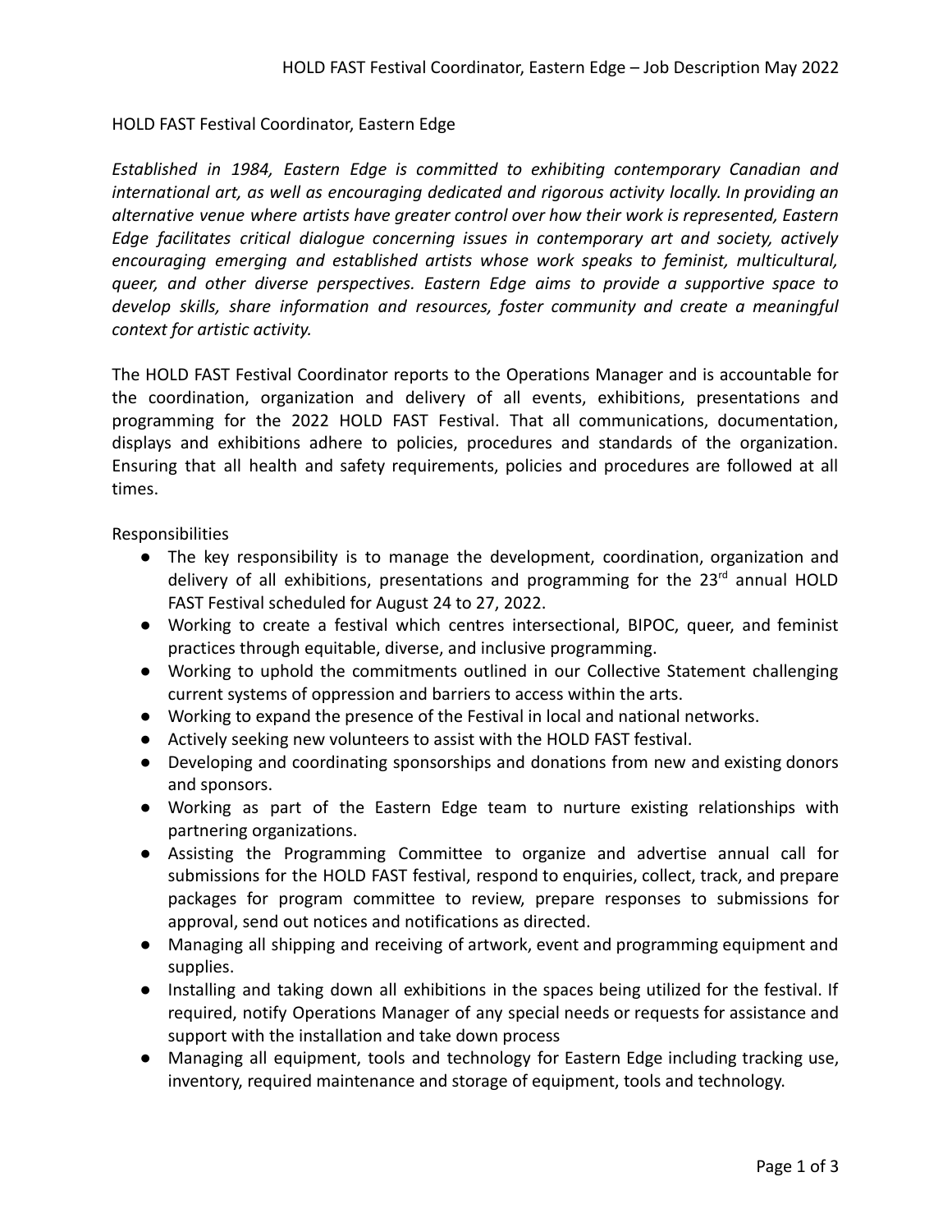# HOLD FAST Festival Coordinator, Eastern Edge

*Established in 1984, Eastern Edge is committed to exhibiting contemporary Canadian and international art, as well as encouraging dedicated and rigorous activity locally. In providing an alternative venue where artists have greater control over how their work is represented, Eastern Edge facilitates critical dialogue concerning issues in contemporary art and society, actively encouraging emerging and established artists whose work speaks to feminist, multicultural, queer, and other diverse perspectives. Eastern Edge aims to provide a supportive space to develop skills, share information and resources, foster community and create a meaningful context for artistic activity.*

The HOLD FAST Festival Coordinator reports to the Operations Manager and is accountable for the coordination, organization and delivery of all events, exhibitions, presentations and programming for the 2022 HOLD FAST Festival. That all communications, documentation, displays and exhibitions adhere to policies, procedures and standards of the organization. Ensuring that all health and safety requirements, policies and procedures are followed at all times.

## Responsibilities

- The key responsibility is to manage the development, coordination, organization and delivery of all exhibitions, presentations and programming for the 23rd annual HOLD FAST Festival scheduled for August 24 to 27, 2022.
- Working to create a festival which centres intersectional, BIPOC, queer, and feminist practices through equitable, diverse, and inclusive programming.
- Working to uphold the commitments outlined in our Collective Statement challenging current systems of oppression and barriers to access within the arts.
- Working to expand the presence of the Festival in local and national networks.
- Actively seeking new volunteers to assist with the HOLD FAST festival.
- Developing and coordinating sponsorships and donations from new and existing donors and sponsors.
- Working as part of the Eastern Edge team to nurture existing relationships with partnering organizations.
- Assisting the Programming Committee to organize and advertise annual call for submissions for the HOLD FAST festival, respond to enquiries, collect, track, and prepare packages for program committee to review, prepare responses to submissions for approval, send out notices and notifications as directed.
- Managing all shipping and receiving of artwork, event and programming equipment and supplies.
- Installing and taking down all exhibitions in the spaces being utilized for the festival. If required, notify Operations Manager of any special needs or requests for assistance and support with the installation and take down process
- Managing all equipment, tools and technology for Eastern Edge including tracking use, inventory, required maintenance and storage of equipment, tools and technology.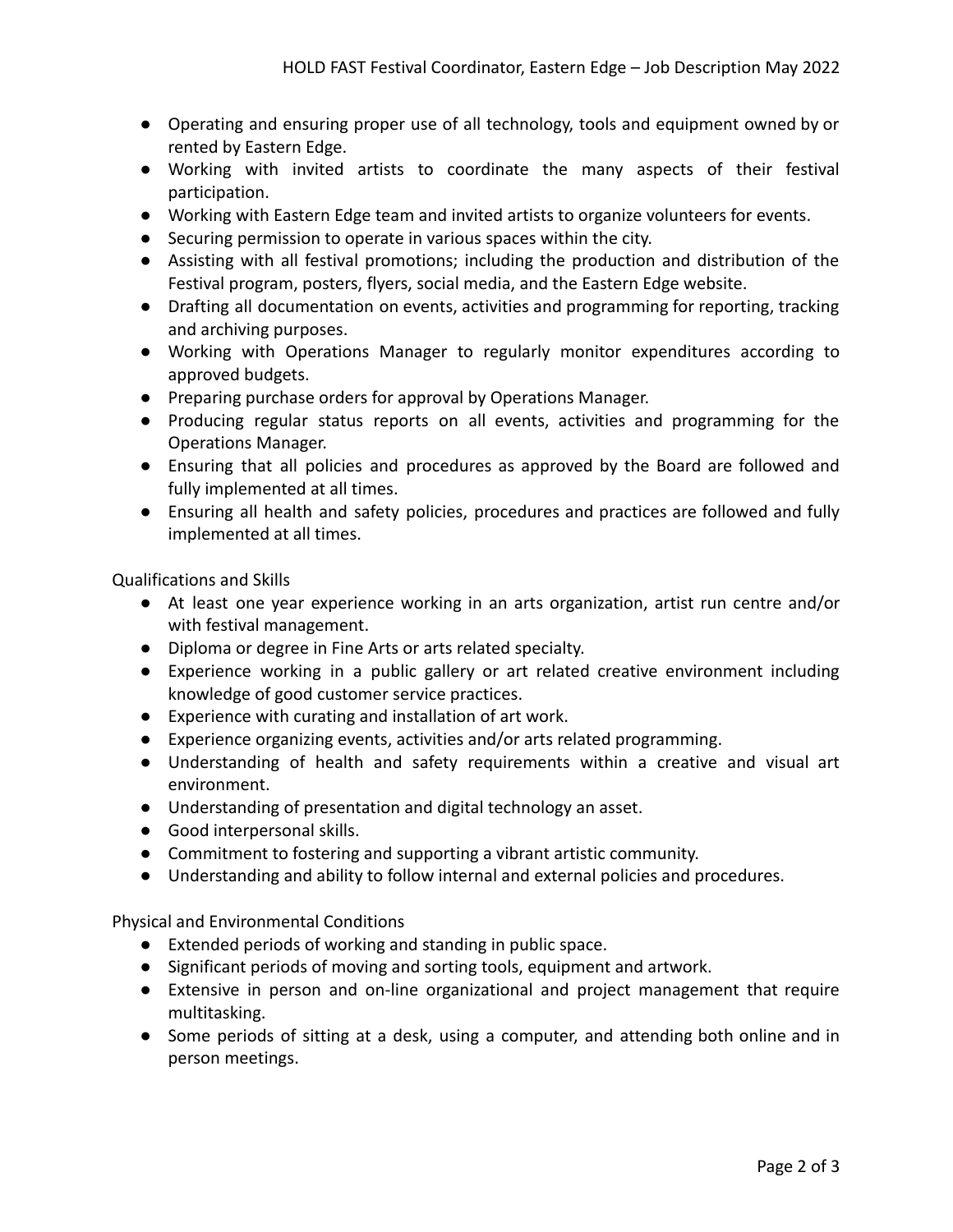- Operating and ensuring proper use of all technology, tools and equipment owned by or rented by Eastern Edge.
- Working with invited artists to coordinate the many aspects of their festival participation.
- Working with Eastern Edge team and invited artists to organize volunteers for events.
- Securing permission to operate in various spaces within the city.
- Assisting with all festival promotions; including the production and distribution of the Festival program, posters, flyers, social media, and the Eastern Edge website.
- Drafting all documentation on events, activities and programming for reporting, tracking and archiving purposes.
- Working with Operations Manager to regularly monitor expenditures according to approved budgets.
- Preparing purchase orders for approval by Operations Manager.
- Producing regular status reports on all events, activities and programming for the Operations Manager.
- Ensuring that all policies and procedures as approved by the Board are followed and fully implemented at all times.
- Ensuring all health and safety policies, procedures and practices are followed and fully implemented at all times.

Qualifications and Skills

- At least one year experience working in an arts organization, artist run centre and/or with festival management.
- Diploma or degree in Fine Arts or arts related specialty.
- Experience working in a public gallery or art related creative environment including knowledge of good customer service practices.
- Experience with curating and installation of art work.
- Experience organizing events, activities and/or arts related programming.
- Understanding of health and safety requirements within a creative and visual art environment.
- Understanding of presentation and digital technology an asset.
- Good interpersonal skills.
- Commitment to fostering and supporting a vibrant artistic community.
- Understanding and ability to follow internal and external policies and procedures.

Physical and Environmental Conditions

- Extended periods of working and standing in public space.
- Significant periods of moving and sorting tools, equipment and artwork.
- Extensive in person and on-line organizational and project management that require multitasking.
- Some periods of sitting at a desk, using a computer, and attending both online and in person meetings.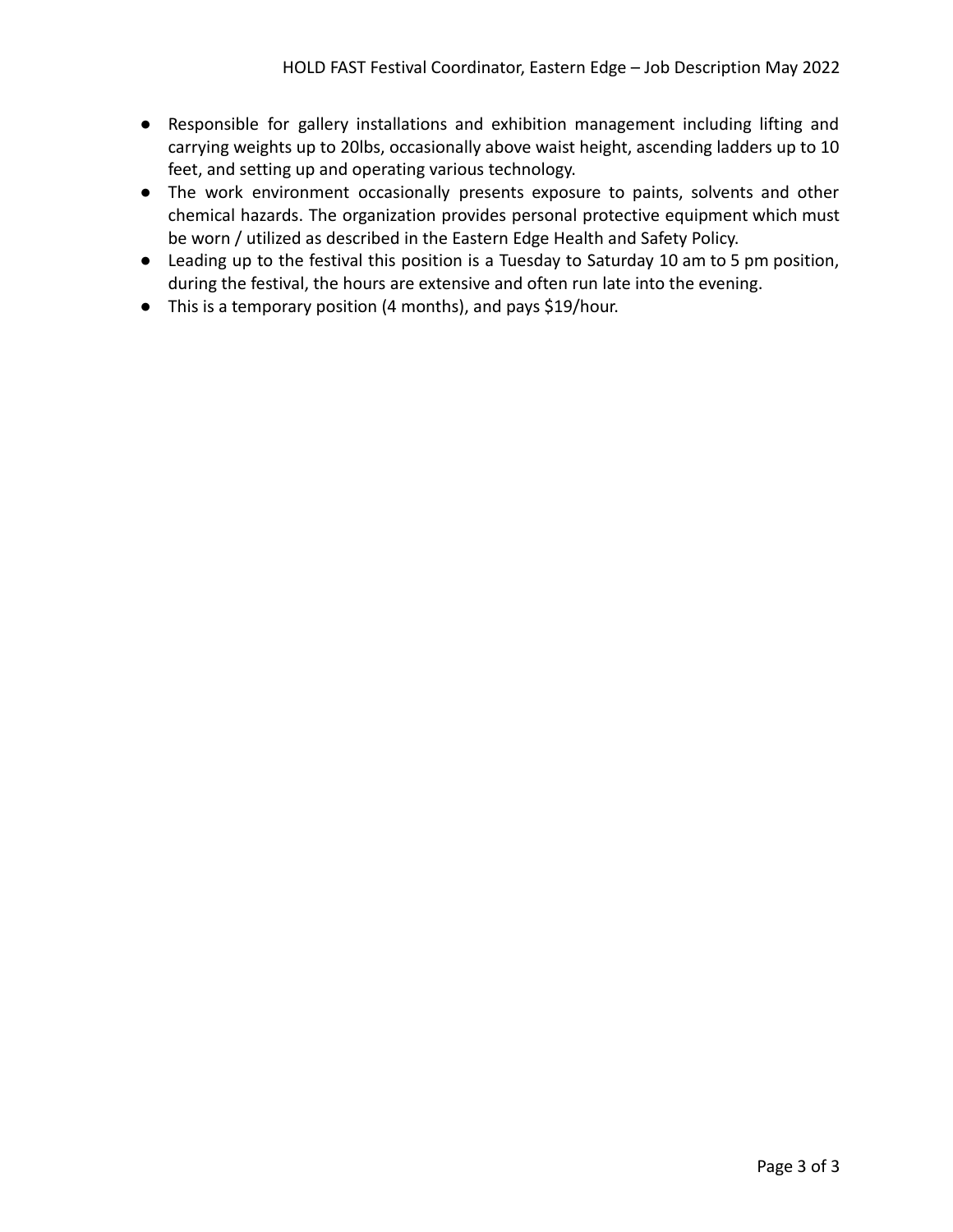- Responsible for gallery installations and exhibition management including lifting and carrying weights up to 20lbs, occasionally above waist height, ascending ladders up to 10 feet, and setting up and operating various technology.
- The work environment occasionally presents exposure to paints, solvents and other chemical hazards. The organization provides personal protective equipment which must be worn / utilized as described in the Eastern Edge Health and Safety Policy.
- Leading up to the festival this position is a Tuesday to Saturday 10 am to 5 pm position, during the festival, the hours are extensive and often run late into the evening.
- This is a temporary position (4 months), and pays $19/hour.